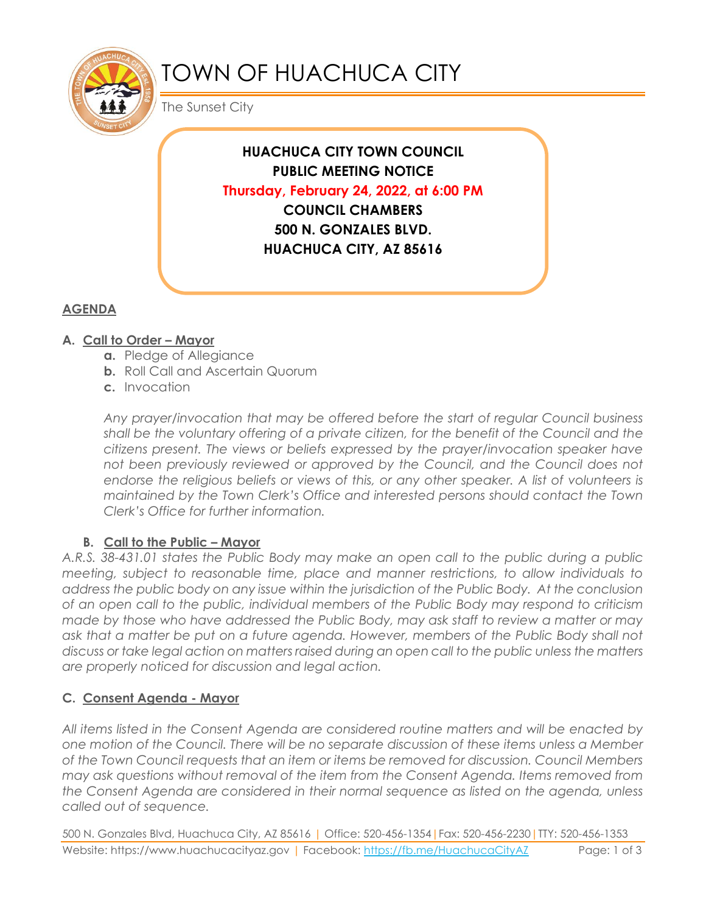# TOWN OF HUACHUCA CITY

The Sunset City

**HUACHUCA CITY TOWN COUNCIL**
**PUBLIC MEETING NOTICE**
**Thursday, February 24, 2022, at 6:00 PM**
**COUNCIL CHAMBERS**
**500 N. GONZALES BLVD.**
**HUACHUCA CITY, AZ 85616**

## AGENDA

### A. Call to Order – Mayor

- **a.** Pledge of Allegiance
- **b.** Roll Call and Ascertain Quorum
- **c.** Invocation

*Any prayer/invocation that may be offered before the start of regular Council business shall be the voluntary offering of a private citizen, for the benefit of the Council and the citizens present. The views or beliefs expressed by the prayer/invocation speaker have not been previously reviewed or approved by the Council, and the Council does not endorse the religious beliefs or views of this, or any other speaker. A list of volunteers is maintained by the Town Clerk's Office and interested persons should contact the Town Clerk's Office for further information.*

### B. Call to the Public – Mayor

*A.R.S. 38-431.01 states the Public Body may make an open call to the public during a public meeting, subject to reasonable time, place and manner restrictions, to allow individuals to address the public body on any issue within the jurisdiction of the Public Body. At the conclusion of an open call to the public, individual members of the Public Body may respond to criticism made by those who have addressed the Public Body, may ask staff to review a matter or may ask that a matter be put on a future agenda. However, members of the Public Body shall not discuss or take legal action on matters raised during an open call to the public unless the matters are properly noticed for discussion and legal action.*

### C. Consent Agenda - Mayor

*All items listed in the Consent Agenda are considered routine matters and will be enacted by one motion of the Council. There will be no separate discussion of these items unless a Member of the Town Council requests that an item or items be removed for discussion. Council Members may ask questions without removal of the item from the Consent Agenda. Items removed from the Consent Agenda are considered in their normal sequence as listed on the agenda, unless called out of sequence.*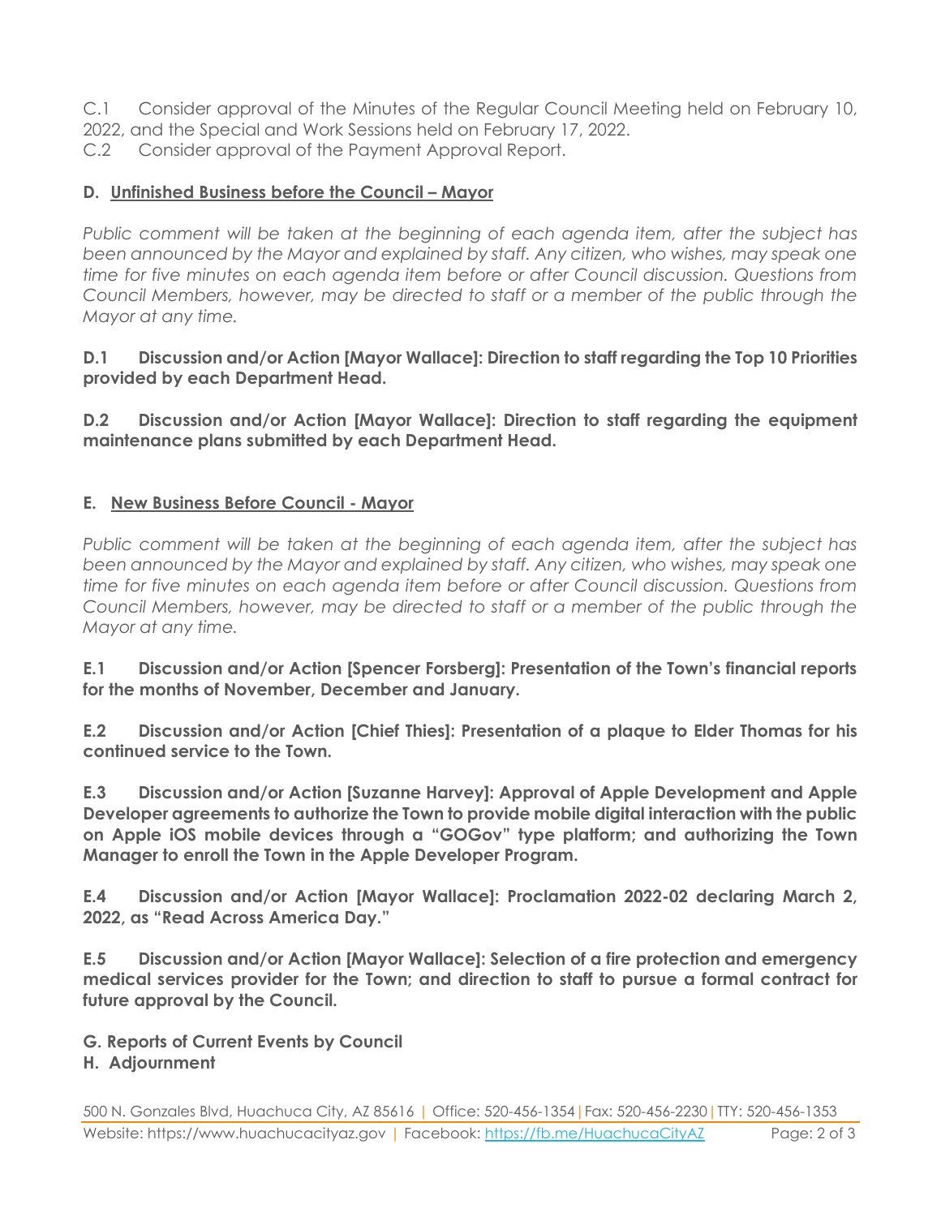C.1 Consider approval of the Minutes of the Regular Council Meeting held on February 10, 2022, and the Special and Work Sessions held on February 17, 2022.
C.2 Consider approval of the Payment Approval Report.

**D. Unfinished Business before the Council – Mayor**

*Public comment will be taken at the beginning of each agenda item, after the subject has been announced by the Mayor and explained by staff. Any citizen, who wishes, may speak one time for five minutes on each agenda item before or after Council discussion. Questions from Council Members, however, may be directed to staff or a member of the public through the Mayor at any time.*

**D.1 Discussion and/or Action [Mayor Wallace]: Direction to staff regarding the Top 10 Priorities provided by each Department Head.**

**D.2 Discussion and/or Action [Mayor Wallace]: Direction to staff regarding the equipment maintenance plans submitted by each Department Head.**

**E. New Business Before Council - Mayor**

*Public comment will be taken at the beginning of each agenda item, after the subject has been announced by the Mayor and explained by staff. Any citizen, who wishes, may speak one time for five minutes on each agenda item before or after Council discussion. Questions from Council Members, however, may be directed to staff or a member of the public through the Mayor at any time.*

**E.1 Discussion and/or Action [Spencer Forsberg]: Presentation of the Town's financial reports for the months of November, December and January.**

**E.2 Discussion and/or Action [Chief Thies]: Presentation of a plaque to Elder Thomas for his continued service to the Town.**

**E.3 Discussion and/or Action [Suzanne Harvey]: Approval of Apple Development and Apple Developer agreements to authorize the Town to provide mobile digital interaction with the public on Apple iOS mobile devices through a "GOGov" type platform; and authorizing the Town Manager to enroll the Town in the Apple Developer Program.**

**E.4 Discussion and/or Action [Mayor Wallace]: Proclamation 2022-02 declaring March 2, 2022, as "Read Across America Day."**

**E.5 Discussion and/or Action [Mayor Wallace]: Selection of a fire protection and emergency medical services provider for the Town; and direction to staff to pursue a formal contract for future approval by the Council.**

**G. Reports of Current Events by Council**

**H. Adjournment**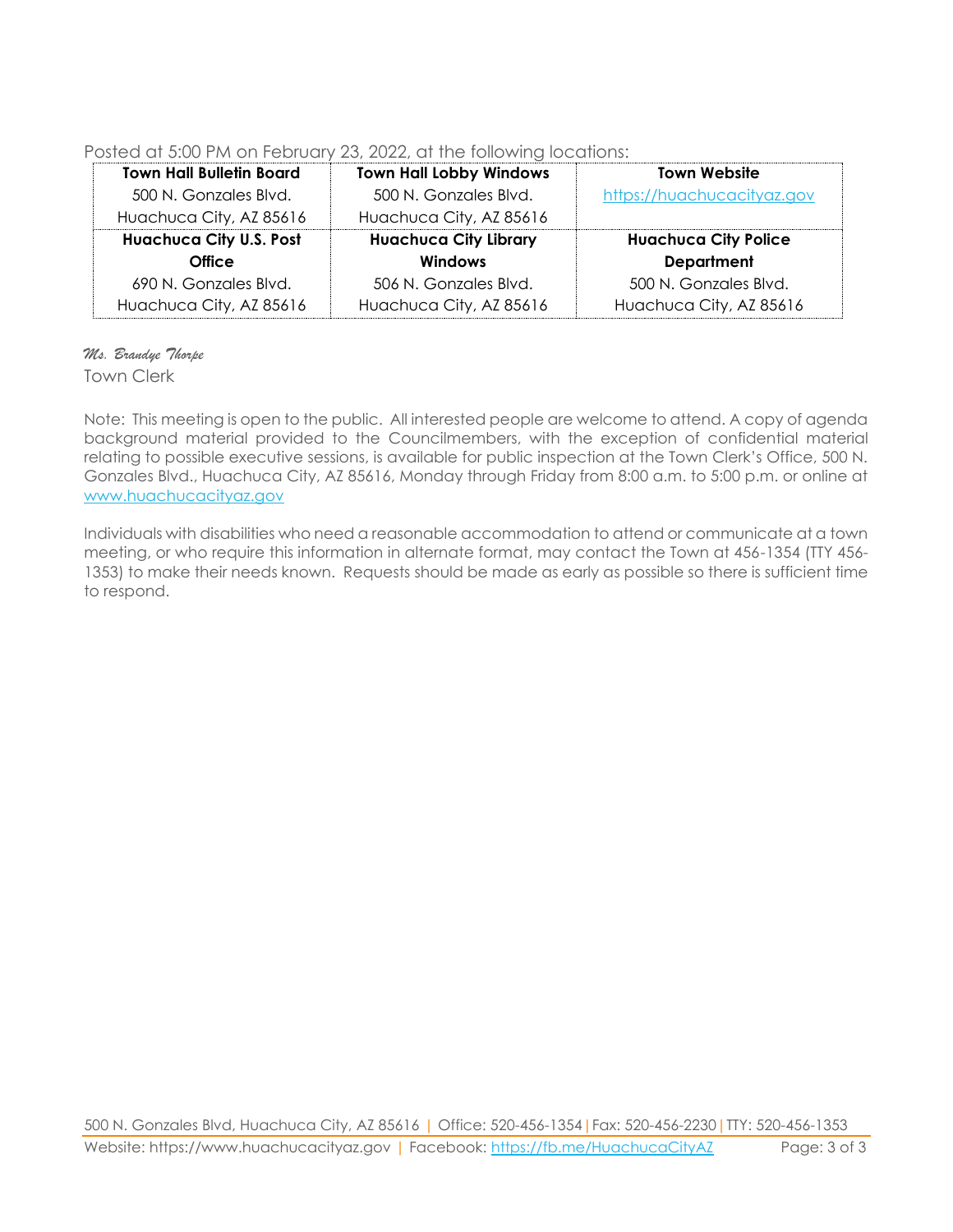Posted at 5:00 PM on February 23, 2022, at the following locations:

| | | |
|---|---|---|
| **Town Hall Bulletin Board**<br>500 N. Gonzales Blvd.<br>Huachuca City, AZ 85616 | **Town Hall Lobby Windows**<br>500 N. Gonzales Blvd.<br>Huachuca City, AZ 85616 | **Town Website**<br>https://huachucacityaz.gov |
| **Huachuca City U.S. Post Office**<br>690 N. Gonzales Blvd.<br>Huachuca City, AZ 85616 | **Huachuca City Library Windows**<br>506 N. Gonzales Blvd.<br>Huachuca City, AZ 85616 | **Huachuca City Police Department**<br>500 N. Gonzales Blvd.<br>Huachuca City, AZ 85616 |

*Ms. Brandye Thorpe*
Town Clerk

Note: This meeting is open to the public. All interested people are welcome to attend. A copy of agenda background material provided to the Councilmembers, with the exception of confidential material relating to possible executive sessions, is available for public inspection at the Town Clerk's Office, 500 N. Gonzales Blvd., Huachuca City, AZ 85616, Monday through Friday from 8:00 a.m. to 5:00 p.m. or online at www.huachucacityaz.gov

Individuals with disabilities who need a reasonable accommodation to attend or communicate at a town meeting, or who require this information in alternate format, may contact the Town at 456-1354 (TTY 456-1353) to make their needs known. Requests should be made as early as possible so there is sufficient time to respond.